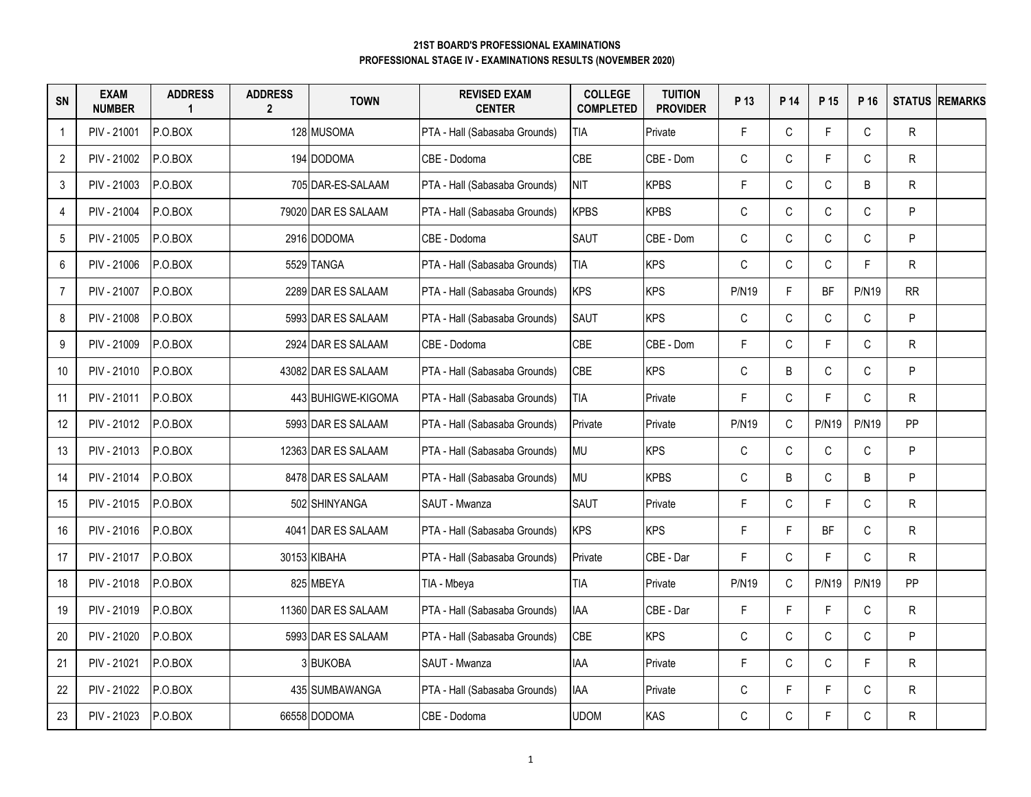**21ST BOARD'S PROFESSIONAL EXAMINATIONS**
**PROFESSIONAL STAGE IV - EXAMINATIONS RESULTS (NOVEMBER 2020)**

| SN | EXAM NUMBER | ADDRESS 1 | ADDRESS 2 | TOWN | REVISED EXAM CENTER | COLLEGE COMPLETED | TUITION PROVIDER | P 13 | P 14 | P 15 | P 16 | STATUS | REMARKS |
|---|---|---|---|---|---|---|---|---|---|---|---|---|---|
| 1 | PIV - 21001 | P.O.BOX | 128 | MUSOMA | PTA - Hall (Sabasaba Grounds) | TIA | Private | F | C | F | C | R | |
| 2 | PIV - 21002 | P.O.BOX | 194 | DODOMA | CBE - Dodoma | CBE | CBE - Dom | C | C | F | C | R | |
| 3 | PIV - 21003 | P.O.BOX | 705 | DAR-ES-SALAAM | PTA - Hall (Sabasaba Grounds) | NIT | KPBS | F | C | C | B | R | |
| 4 | PIV - 21004 | P.O.BOX | 79020 | DAR ES SALAAM | PTA - Hall (Sabasaba Grounds) | KPBS | KPBS | C | C | C | C | P | |
| 5 | PIV - 21005 | P.O.BOX | 2916 | DODOMA | CBE - Dodoma | SAUT | CBE - Dom | C | C | C | C | P | |
| 6 | PIV - 21006 | P.O.BOX | 5529 | TANGA | PTA - Hall (Sabasaba Grounds) | TIA | KPS | C | C | C | F | R | |
| 7 | PIV - 21007 | P.O.BOX | 2289 | DAR ES SALAAM | PTA - Hall (Sabasaba Grounds) | KPS | KPS | P/N19 | F | BF | P/N19 | RR | |
| 8 | PIV - 21008 | P.O.BOX | 5993 | DAR ES SALAAM | PTA - Hall (Sabasaba Grounds) | SAUT | KPS | C | C | C | C | P | |
| 9 | PIV - 21009 | P.O.BOX | 2924 | DAR ES SALAAM | CBE - Dodoma | CBE | CBE - Dom | F | C | F | C | R | |
| 10 | PIV - 21010 | P.O.BOX | 43082 | DAR ES SALAAM | PTA - Hall (Sabasaba Grounds) | CBE | KPS | C | B | C | C | P | |
| 11 | PIV - 21011 | P.O.BOX | 443 | BUHIGWE-KIGOMA | PTA - Hall (Sabasaba Grounds) | TIA | Private | F | C | F | C | R | |
| 12 | PIV - 21012 | P.O.BOX | 5993 | DAR ES SALAAM | PTA - Hall (Sabasaba Grounds) | Private | Private | P/N19 | C | P/N19 | P/N19 | PP | |
| 13 | PIV - 21013 | P.O.BOX | 12363 | DAR ES SALAAM | PTA - Hall (Sabasaba Grounds) | MU | KPS | C | C | C | C | P | |
| 14 | PIV - 21014 | P.O.BOX | 8478 | DAR ES SALAAM | PTA - Hall (Sabasaba Grounds) | MU | KPBS | C | B | C | B | P | |
| 15 | PIV - 21015 | P.O.BOX | 502 | SHINYANGA | SAUT - Mwanza | SAUT | Private | F | C | F | C | R | |
| 16 | PIV - 21016 | P.O.BOX | 4041 | DAR ES SALAAM | PTA - Hall (Sabasaba Grounds) | KPS | KPS | F | F | BF | C | R | |
| 17 | PIV - 21017 | P.O.BOX | 30153 | KIBAHA | PTA - Hall (Sabasaba Grounds) | Private | CBE - Dar | F | C | F | C | R | |
| 18 | PIV - 21018 | P.O.BOX | 825 | MBEYA | TIA - Mbeya | TIA | Private | P/N19 | C | P/N19 | P/N19 | PP | |
| 19 | PIV - 21019 | P.O.BOX | 11360 | DAR ES SALAAM | PTA - Hall (Sabasaba Grounds) | IAA | CBE - Dar | F | F | F | C | R | |
| 20 | PIV - 21020 | P.O.BOX | 5993 | DAR ES SALAAM | PTA - Hall (Sabasaba Grounds) | CBE | KPS | C | C | C | C | P | |
| 21 | PIV - 21021 | P.O.BOX | 3 | BUKOBA | SAUT - Mwanza | IAA | Private | F | C | C | F | R | |
| 22 | PIV - 21022 | P.O.BOX | 435 | SUMBAWANGA | PTA - Hall (Sabasaba Grounds) | IAA | Private | C | F | F | C | R | |
| 23 | PIV - 21023 | P.O.BOX | 66558 | DODOMA | CBE - Dodoma | UDOM | KAS | C | C | F | C | R | |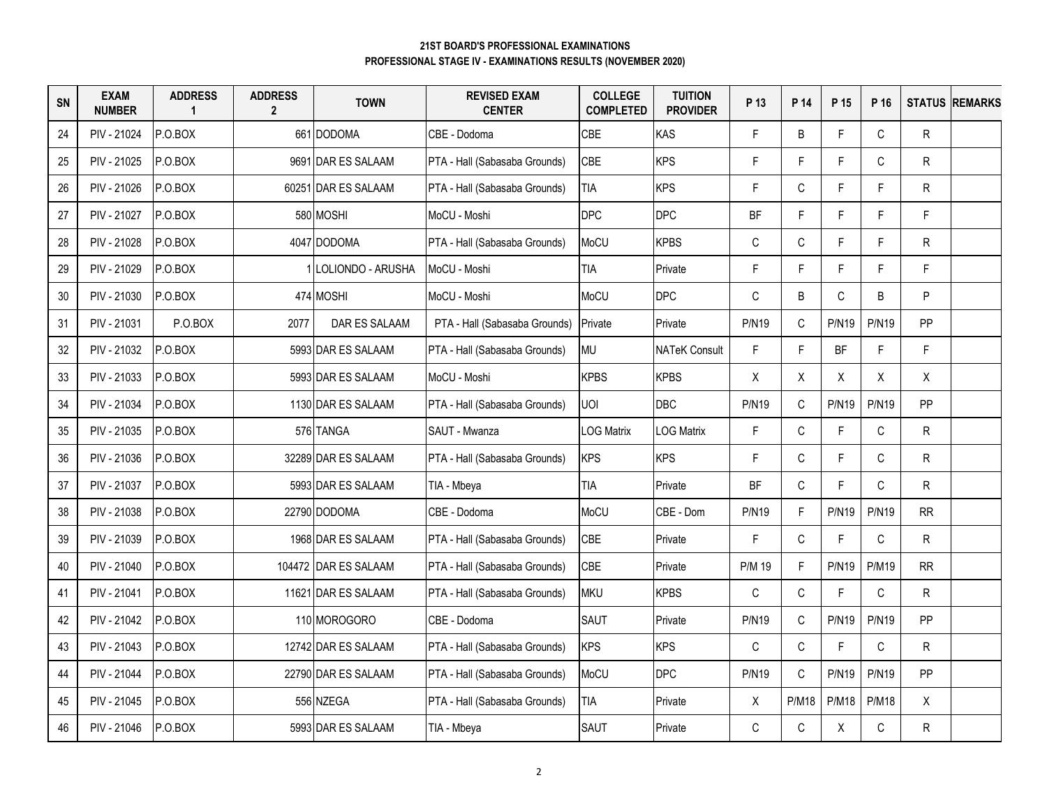**21ST BOARD'S PROFESSIONAL EXAMINATIONS**
**PROFESSIONAL STAGE IV - EXAMINATIONS RESULTS (NOVEMBER 2020)**

| SN | EXAM NUMBER | ADDRESS 1 | ADDRESS 2 | TOWN | REVISED EXAM CENTER | COLLEGE COMPLETED | TUITION PROVIDER | P 13 | P 14 | P 15 | P 16 | STATUS | REMARKS |
|---|---|---|---|---|---|---|---|---|---|---|---|---|---|
| 24 | PIV - 21024 | P.O.BOX | 661 | DODOMA | CBE - Dodoma | CBE | KAS | F | B | F | C | R | |
| 25 | PIV - 21025 | P.O.BOX | 9691 | DAR ES SALAAM | PTA - Hall (Sabasaba Grounds) | CBE | KPS | F | F | F | C | R | |
| 26 | PIV - 21026 | P.O.BOX | 60251 | DAR ES SALAAM | PTA - Hall (Sabasaba Grounds) | TIA | KPS | F | C | F | F | R | |
| 27 | PIV - 21027 | P.O.BOX | 580 | MOSHI | MoCU - Moshi | DPC | DPC | BF | F | F | F | F | |
| 28 | PIV - 21028 | P.O.BOX | 4047 | DODOMA | PTA - Hall (Sabasaba Grounds) | MoCU | KPBS | C | C | F | F | R | |
| 29 | PIV - 21029 | P.O.BOX | 1 | LOLIONDO - ARUSHA | MoCU - Moshi | TIA | Private | F | F | F | F | F | |
| 30 | PIV - 21030 | P.O.BOX | 474 | MOSHI | MoCU - Moshi | MoCU | DPC | C | B | C | B | P | |
| 31 | PIV - 21031 | P.O.BOX | 2077 | DAR ES SALAAM | PTA - Hall (Sabasaba Grounds) | Private | Private | P/N19 | C | P/N19 | P/N19 | PP | |
| 32 | PIV - 21032 | P.O.BOX | 5993 | DAR ES SALAAM | PTA - Hall (Sabasaba Grounds) | MU | NATeK Consult | F | F | BF | F | F | |
| 33 | PIV - 21033 | P.O.BOX | 5993 | DAR ES SALAAM | MoCU - Moshi | KPBS | KPBS | X | X | X | X | X | |
| 34 | PIV - 21034 | P.O.BOX | 1130 | DAR ES SALAAM | PTA - Hall (Sabasaba Grounds) | UOI | DBC | P/N19 | C | P/N19 | P/N19 | PP | |
| 35 | PIV - 21035 | P.O.BOX | 576 | TANGA | SAUT - Mwanza | LOG Matrix | LOG Matrix | F | C | F | C | R | |
| 36 | PIV - 21036 | P.O.BOX | 32289 | DAR ES SALAAM | PTA - Hall (Sabasaba Grounds) | KPS | KPS | F | C | F | C | R | |
| 37 | PIV - 21037 | P.O.BOX | 5993 | DAR ES SALAAM | TIA - Mbeya | TIA | Private | BF | C | F | C | R | |
| 38 | PIV - 21038 | P.O.BOX | 22790 | DODOMA | CBE - Dodoma | MoCU | CBE - Dom | P/N19 | F | P/N19 | P/N19 | RR | |
| 39 | PIV - 21039 | P.O.BOX | 1968 | DAR ES SALAAM | PTA - Hall (Sabasaba Grounds) | CBE | Private | F | C | F | C | R | |
| 40 | PIV - 21040 | P.O.BOX | 104472 | DAR ES SALAAM | PTA - Hall (Sabasaba Grounds) | CBE | Private | P/M 19 | F | P/N19 | P/M19 | RR | |
| 41 | PIV - 21041 | P.O.BOX | 11621 | DAR ES SALAAM | PTA - Hall (Sabasaba Grounds) | MKU | KPBS | C | C | F | C | R | |
| 42 | PIV - 21042 | P.O.BOX | 110 | MOROGORO | CBE - Dodoma | SAUT | Private | P/N19 | C | P/N19 | P/N19 | PP | |
| 43 | PIV - 21043 | P.O.BOX | 12742 | DAR ES SALAAM | PTA - Hall (Sabasaba Grounds) | KPS | KPS | C | C | F | C | R | |
| 44 | PIV - 21044 | P.O.BOX | 22790 | DAR ES SALAAM | PTA - Hall (Sabasaba Grounds) | MoCU | DPC | P/N19 | C | P/N19 | P/N19 | PP | |
| 45 | PIV - 21045 | P.O.BOX | 556 | NZEGA | PTA - Hall (Sabasaba Grounds) | TIA | Private | X | P/M18 | P/M18 | P/M18 | X | |
| 46 | PIV - 21046 | P.O.BOX | 5993 | DAR ES SALAAM | TIA - Mbeya | SAUT | Private | C | C | X | C | R | |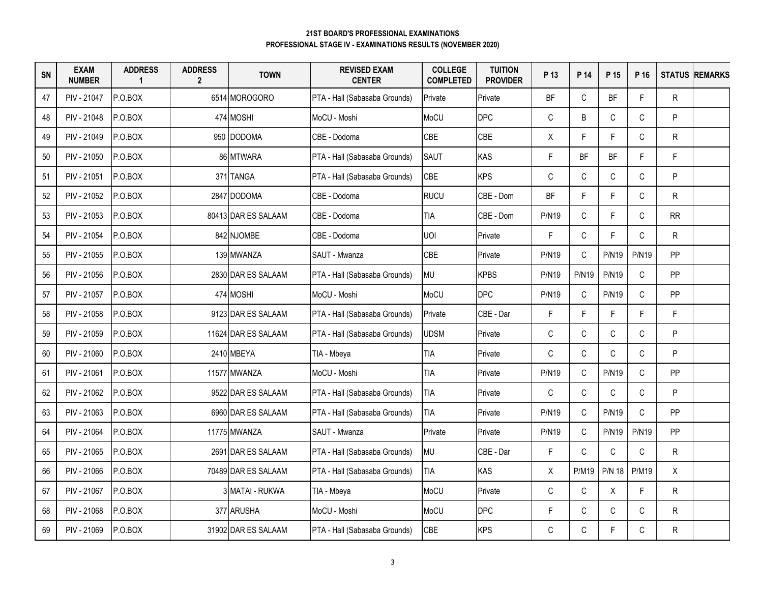**21ST BOARD'S PROFESSIONAL EXAMINATIONS**
**PROFESSIONAL STAGE IV - EXAMINATIONS RESULTS (NOVEMBER 2020)**

| SN | EXAM NUMBER | ADDRESS 1 | ADDRESS 2 | TOWN | REVISED EXAM CENTER | COLLEGE COMPLETED | TUITION PROVIDER | P 13 | P 14 | P 15 | P 16 | STATUS | REMARKS |
|---|---|---|---|---|---|---|---|---|---|---|---|---|---|
| 47 | PIV - 21047 | P.O.BOX | 6514 | MOROGORO | PTA - Hall (Sabasaba Grounds) | Private | Private | BF | C | BF | F | R | |
| 48 | PIV - 21048 | P.O.BOX | 474 | MOSHI | MoCU - Moshi | MoCU | DPC | C | B | C | C | P | |
| 49 | PIV - 21049 | P.O.BOX | 950 | DODOMA | CBE - Dodoma | CBE | CBE | X | F | F | C | R | |
| 50 | PIV - 21050 | P.O.BOX | 86 | MTWARA | PTA - Hall (Sabasaba Grounds) | SAUT | KAS | F | BF | BF | F | F | |
| 51 | PIV - 21051 | P.O.BOX | 371 | TANGA | PTA - Hall (Sabasaba Grounds) | CBE | KPS | C | C | C | C | P | |
| 52 | PIV - 21052 | P.O.BOX | 2847 | DODOMA | CBE - Dodoma | RUCU | CBE - Dom | BF | F | F | C | R | |
| 53 | PIV - 21053 | P.O.BOX | 80413 | DAR ES SALAAM | CBE - Dodoma | TIA | CBE - Dom | P/N19 | C | F | C | RR | |
| 54 | PIV - 21054 | P.O.BOX | 842 | NJOMBE | CBE - Dodoma | UOI | Private | F | C | F | C | R | |
| 55 | PIV - 21055 | P.O.BOX | 139 | MWANZA | SAUT - Mwanza | CBE | Private | P/N19 | C | P/N19 | P/N19 | PP | |
| 56 | PIV - 21056 | P.O.BOX | 2830 | DAR ES SALAAM | PTA - Hall (Sabasaba Grounds) | MU | KPBS | P/N19 | P/N19 | P/N19 | C | PP | |
| 57 | PIV - 21057 | P.O.BOX | 474 | MOSHI | MoCU - Moshi | MoCU | DPC | P/N19 | C | P/N19 | C | PP | |
| 58 | PIV - 21058 | P.O.BOX | 9123 | DAR ES SALAAM | PTA - Hall (Sabasaba Grounds) | Private | CBE - Dar | F | F | F | F | F | |
| 59 | PIV - 21059 | P.O.BOX | 11624 | DAR ES SALAAM | PTA - Hall (Sabasaba Grounds) | UDSM | Private | C | C | C | C | P | |
| 60 | PIV - 21060 | P.O.BOX | 2410 | MBEYA | TIA - Mbeya | TIA | Private | C | C | C | C | P | |
| 61 | PIV - 21061 | P.O.BOX | 11577 | MWANZA | MoCU - Moshi | TIA | Private | P/N19 | C | P/N19 | C | PP | |
| 62 | PIV - 21062 | P.O.BOX | 9522 | DAR ES SALAAM | PTA - Hall (Sabasaba Grounds) | TIA | Private | C | C | C | C | P | |
| 63 | PIV - 21063 | P.O.BOX | 6960 | DAR ES SALAAM | PTA - Hall (Sabasaba Grounds) | TIA | Private | P/N19 | C | P/N19 | C | PP | |
| 64 | PIV - 21064 | P.O.BOX | 11775 | MWANZA | SAUT - Mwanza | Private | Private | P/N19 | C | P/N19 | P/N19 | PP | |
| 65 | PIV - 21065 | P.O.BOX | 2691 | DAR ES SALAAM | PTA - Hall (Sabasaba Grounds) | MU | CBE - Dar | F | C | C | C | R | |
| 66 | PIV - 21066 | P.O.BOX | 70489 | DAR ES SALAAM | PTA - Hall (Sabasaba Grounds) | TIA | KAS | X | P/M19 | P/N 18 | P/M19 | X | |
| 67 | PIV - 21067 | P.O.BOX | 3 | MATAI - RUKWA | TIA - Mbeya | MoCU | Private | C | C | X | F | R | |
| 68 | PIV - 21068 | P.O.BOX | 377 | ARUSHA | MoCU - Moshi | MoCU | DPC | F | C | C | C | R | |
| 69 | PIV - 21069 | P.O.BOX | 31902 | DAR ES SALAAM | PTA - Hall (Sabasaba Grounds) | CBE | KPS | C | C | F | C | R | |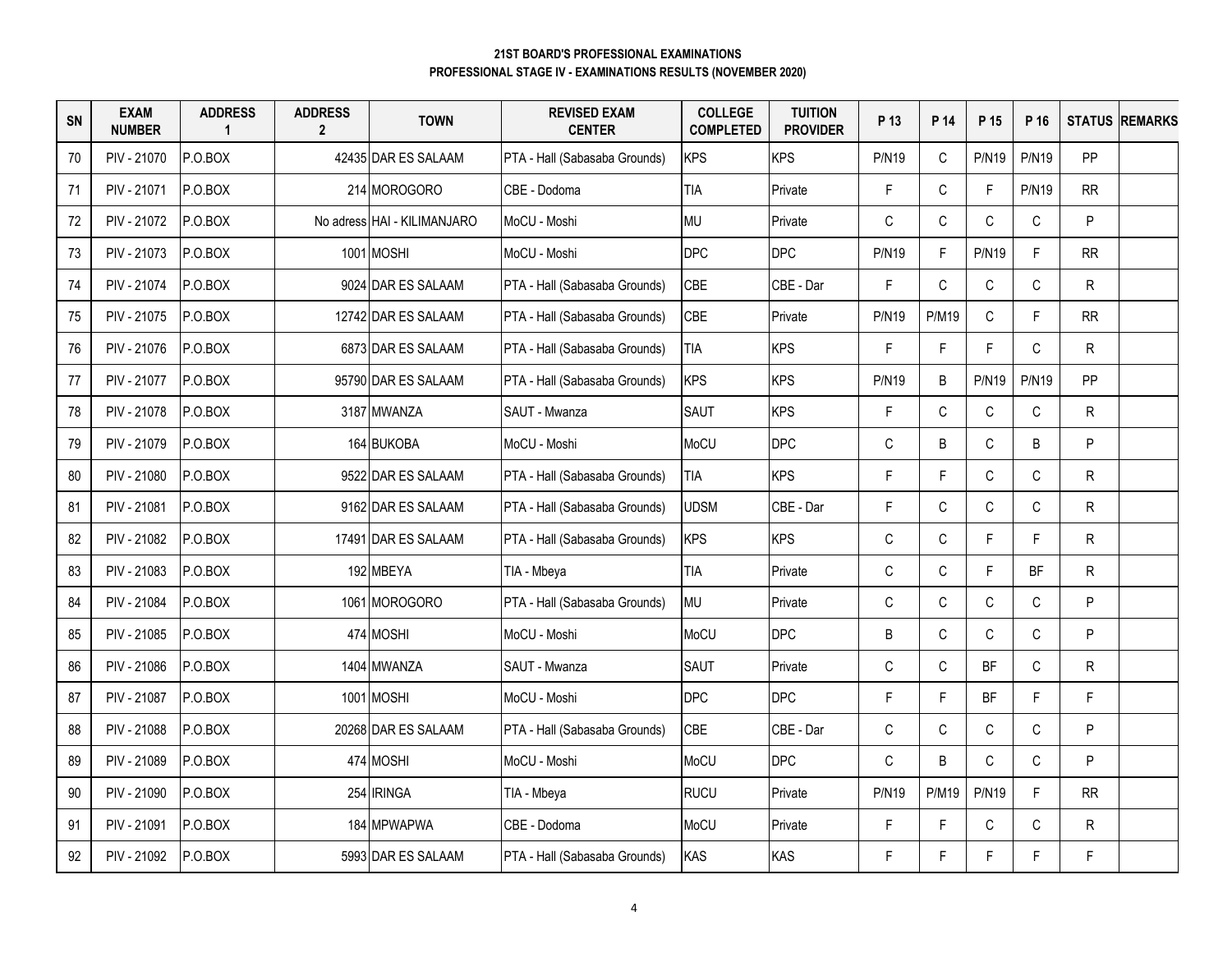**21ST BOARD'S PROFESSIONAL EXAMINATIONS**
**PROFESSIONAL STAGE IV - EXAMINATIONS RESULTS (NOVEMBER 2020)**

| SN | EXAM NUMBER | ADDRESS 1 | ADDRESS 2 | TOWN | REVISED EXAM CENTER | COLLEGE COMPLETED | TUITION PROVIDER | P 13 | P 14 | P 15 | P 16 | STATUS | REMARKS |
|---|---|---|---|---|---|---|---|---|---|---|---|---|---|
| 70 | PIV - 21070 | P.O.BOX | 42435 | DAR ES SALAAM | PTA - Hall (Sabasaba Grounds) | KPS | KPS | P/N19 | C | P/N19 | P/N19 | PP | |
| 71 | PIV - 21071 | P.O.BOX | 214 | MOROGORO | CBE - Dodoma | TIA | Private | F | C | F | P/N19 | RR | |
| 72 | PIV - 21072 | P.O.BOX | No adress | HAI - KILIMANJARO | MoCU - Moshi | MU | Private | C | C | C | C | P | |
| 73 | PIV - 21073 | P.O.BOX | 1001 | MOSHI | MoCU - Moshi | DPC | DPC | P/N19 | F | P/N19 | F | RR | |
| 74 | PIV - 21074 | P.O.BOX | 9024 | DAR ES SALAAM | PTA - Hall (Sabasaba Grounds) | CBE | CBE - Dar | F | C | C | C | R | |
| 75 | PIV - 21075 | P.O.BOX | 12742 | DAR ES SALAAM | PTA - Hall (Sabasaba Grounds) | CBE | Private | P/N19 | P/M19 | C | F | RR | |
| 76 | PIV - 21076 | P.O.BOX | 6873 | DAR ES SALAAM | PTA - Hall (Sabasaba Grounds) | TIA | KPS | F | F | F | C | R | |
| 77 | PIV - 21077 | P.O.BOX | 95790 | DAR ES SALAAM | PTA - Hall (Sabasaba Grounds) | KPS | KPS | P/N19 | B | P/N19 | P/N19 | PP | |
| 78 | PIV - 21078 | P.O.BOX | 3187 | MWANZA | SAUT - Mwanza | SAUT | KPS | F | C | C | C | R | |
| 79 | PIV - 21079 | P.O.BOX | 164 | BUKOBA | MoCU - Moshi | MoCU | DPC | C | B | C | B | P | |
| 80 | PIV - 21080 | P.O.BOX | 9522 | DAR ES SALAAM | PTA - Hall (Sabasaba Grounds) | TIA | KPS | F | F | C | C | R | |
| 81 | PIV - 21081 | P.O.BOX | 9162 | DAR ES SALAAM | PTA - Hall (Sabasaba Grounds) | UDSM | CBE - Dar | F | C | C | C | R | |
| 82 | PIV - 21082 | P.O.BOX | 17491 | DAR ES SALAAM | PTA - Hall (Sabasaba Grounds) | KPS | KPS | C | C | F | F | R | |
| 83 | PIV - 21083 | P.O.BOX | 192 | MBEYA | TIA - Mbeya | TIA | Private | C | C | F | BF | R | |
| 84 | PIV - 21084 | P.O.BOX | 1061 | MOROGORO | PTA - Hall (Sabasaba Grounds) | MU | Private | C | C | C | C | P | |
| 85 | PIV - 21085 | P.O.BOX | 474 | MOSHI | MoCU - Moshi | MoCU | DPC | B | C | C | C | P | |
| 86 | PIV - 21086 | P.O.BOX | 1404 | MWANZA | SAUT - Mwanza | SAUT | Private | C | C | BF | C | R | |
| 87 | PIV - 21087 | P.O.BOX | 1001 | MOSHI | MoCU - Moshi | DPC | DPC | F | F | BF | F | F | |
| 88 | PIV - 21088 | P.O.BOX | 20268 | DAR ES SALAAM | PTA - Hall (Sabasaba Grounds) | CBE | CBE - Dar | C | C | C | C | P | |
| 89 | PIV - 21089 | P.O.BOX | 474 | MOSHI | MoCU - Moshi | MoCU | DPC | C | B | C | C | P | |
| 90 | PIV - 21090 | P.O.BOX | 254 | IRINGA | TIA - Mbeya | RUCU | Private | P/N19 | P/M19 | P/N19 | F | RR | |
| 91 | PIV - 21091 | P.O.BOX | 184 | MPWAPWA | CBE - Dodoma | MoCU | Private | F | F | C | C | R | |
| 92 | PIV - 21092 | P.O.BOX | 5993 | DAR ES SALAAM | PTA - Hall (Sabasaba Grounds) | KAS | KAS | F | F | F | F | F | |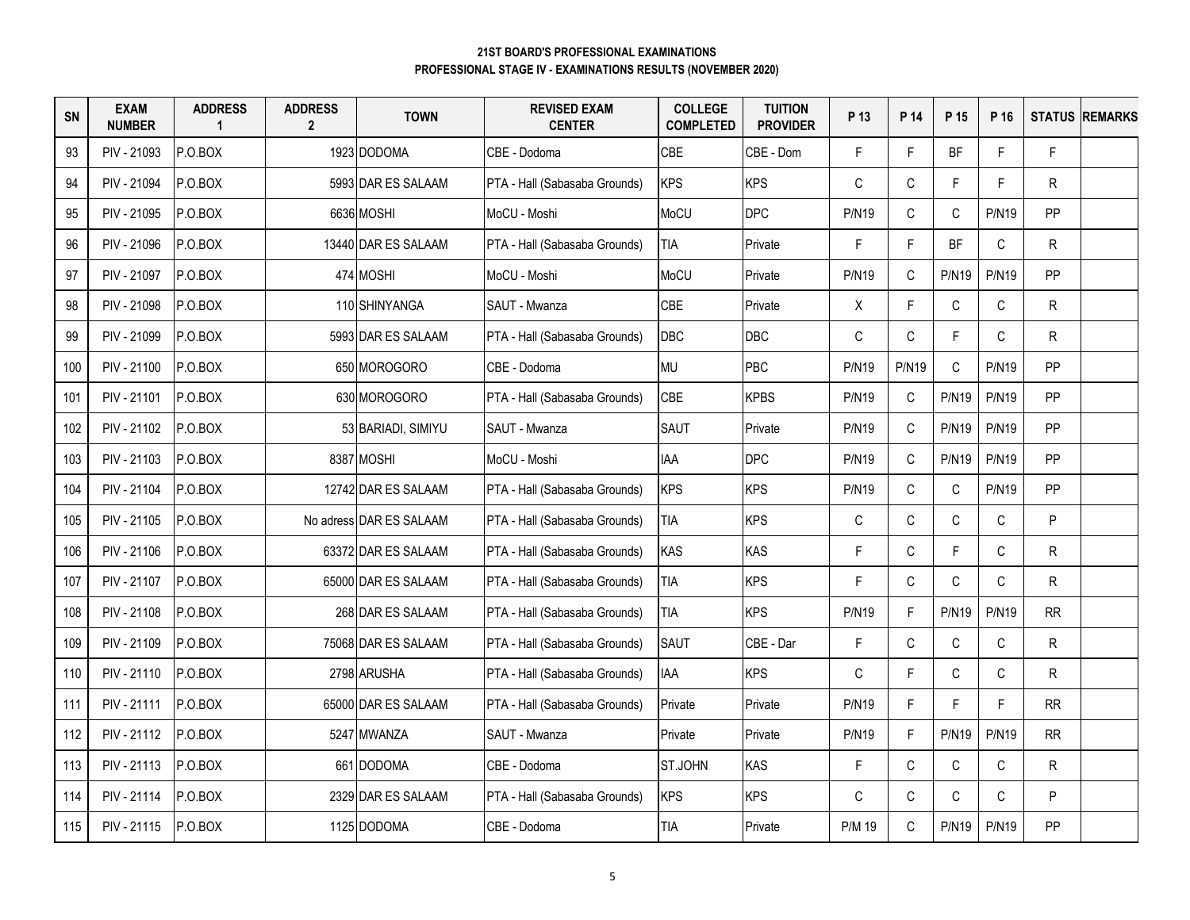**21ST BOARD'S PROFESSIONAL EXAMINATIONS**
**PROFESSIONAL STAGE IV - EXAMINATIONS RESULTS (NOVEMBER 2020)**

| SN | EXAM NUMBER | ADDRESS 1 | ADDRESS 2 | TOWN | REVISED EXAM CENTER | COLLEGE COMPLETED | TUITION PROVIDER | P 13 | P 14 | P 15 | P 16 | STATUS | REMARKS |
|---|---|---|---|---|---|---|---|---|---|---|---|---|---|
| 93 | PIV - 21093 | P.O.BOX | 1923 | DODOMA | CBE - Dodoma | CBE | CBE - Dom | F | F | BF | F | F | |
| 94 | PIV - 21094 | P.O.BOX | 5993 | DAR ES SALAAM | PTA - Hall (Sabasaba Grounds) | KPS | KPS | C | C | F | F | R | |
| 95 | PIV - 21095 | P.O.BOX | 6636 | MOSHI | MoCU - Moshi | MoCU | DPC | P/N19 | C | C | P/N19 | PP | |
| 96 | PIV - 21096 | P.O.BOX | 13440 | DAR ES SALAAM | PTA - Hall (Sabasaba Grounds) | TIA | Private | F | F | BF | C | R | |
| 97 | PIV - 21097 | P.O.BOX | 474 | MOSHI | MoCU - Moshi | MoCU | Private | P/N19 | C | P/N19 | P/N19 | PP | |
| 98 | PIV - 21098 | P.O.BOX | 110 | SHINYANGA | SAUT - Mwanza | CBE | Private | X | F | C | C | R | |
| 99 | PIV - 21099 | P.O.BOX | 5993 | DAR ES SALAAM | PTA - Hall (Sabasaba Grounds) | DBC | DBC | C | C | F | C | R | |
| 100 | PIV - 21100 | P.O.BOX | 650 | MOROGORO | CBE - Dodoma | MU | PBC | P/N19 | P/N19 | C | P/N19 | PP | |
| 101 | PIV - 21101 | P.O.BOX | 630 | MOROGORO | PTA - Hall (Sabasaba Grounds) | CBE | KPBS | P/N19 | C | P/N19 | P/N19 | PP | |
| 102 | PIV - 21102 | P.O.BOX | 53 | BARIADI, SIMIYU | SAUT - Mwanza | SAUT | Private | P/N19 | C | P/N19 | P/N19 | PP | |
| 103 | PIV - 21103 | P.O.BOX | 8387 | MOSHI | MoCU - Moshi | IAA | DPC | P/N19 | C | P/N19 | P/N19 | PP | |
| 104 | PIV - 21104 | P.O.BOX | 12742 | DAR ES SALAAM | PTA - Hall (Sabasaba Grounds) | KPS | KPS | P/N19 | C | C | P/N19 | PP | |
| 105 | PIV - 21105 | P.O.BOX | No adress | DAR ES SALAAM | PTA - Hall (Sabasaba Grounds) | TIA | KPS | C | C | C | C | P | |
| 106 | PIV - 21106 | P.O.BOX | 63372 | DAR ES SALAAM | PTA - Hall (Sabasaba Grounds) | KAS | KAS | F | C | F | C | R | |
| 107 | PIV - 21107 | P.O.BOX | 65000 | DAR ES SALAAM | PTA - Hall (Sabasaba Grounds) | TIA | KPS | F | C | C | C | R | |
| 108 | PIV - 21108 | P.O.BOX | 268 | DAR ES SALAAM | PTA - Hall (Sabasaba Grounds) | TIA | KPS | P/N19 | F | P/N19 | P/N19 | RR | |
| 109 | PIV - 21109 | P.O.BOX | 75068 | DAR ES SALAAM | PTA - Hall (Sabasaba Grounds) | SAUT | CBE - Dar | F | C | C | C | R | |
| 110 | PIV - 21110 | P.O.BOX | 2798 | ARUSHA | PTA - Hall (Sabasaba Grounds) | IAA | KPS | C | F | C | C | R | |
| 111 | PIV - 21111 | P.O.BOX | 65000 | DAR ES SALAAM | PTA - Hall (Sabasaba Grounds) | Private | Private | P/N19 | F | F | F | RR | |
| 112 | PIV - 21112 | P.O.BOX | 5247 | MWANZA | SAUT - Mwanza | Private | Private | P/N19 | F | P/N19 | P/N19 | RR | |
| 113 | PIV - 21113 | P.O.BOX | 661 | DODOMA | CBE - Dodoma | ST.JOHN | KAS | F | C | C | C | R | |
| 114 | PIV - 21114 | P.O.BOX | 2329 | DAR ES SALAAM | PTA - Hall (Sabasaba Grounds) | KPS | KPS | C | C | C | C | P | |
| 115 | PIV - 21115 | P.O.BOX | 1125 | DODOMA | CBE - Dodoma | TIA | Private | P/M 19 | C | P/N19 | P/N19 | PP | |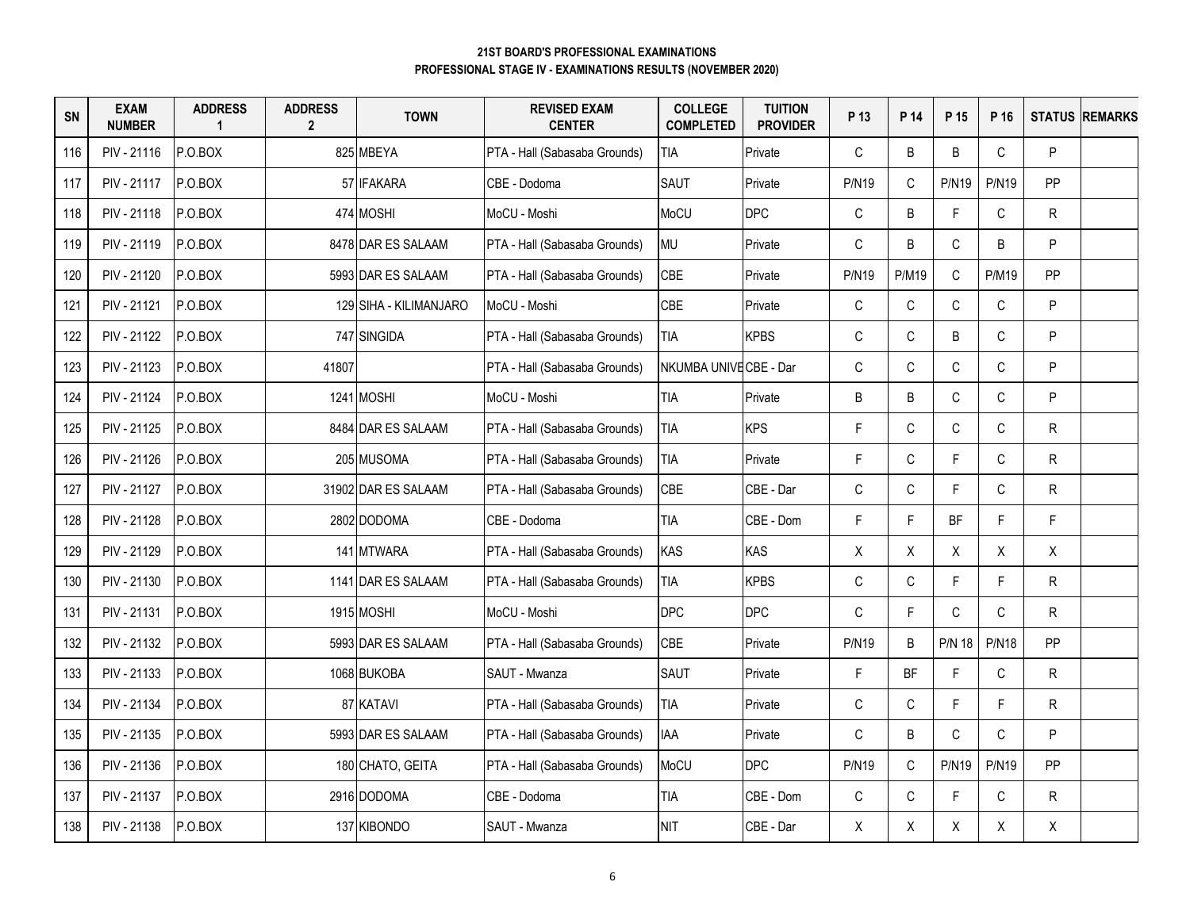**21ST BOARD'S PROFESSIONAL EXAMINATIONS**
**PROFESSIONAL STAGE IV - EXAMINATIONS RESULTS (NOVEMBER 2020)**

| SN | EXAM NUMBER | ADDRESS 1 | ADDRESS 2 | TOWN | REVISED EXAM CENTER | COLLEGE COMPLETED | TUITION PROVIDER | P 13 | P 14 | P 15 | P 16 | STATUS | REMARKS |
|---|---|---|---|---|---|---|---|---|---|---|---|---|---|
| 116 | PIV - 21116 | P.O.BOX | 825 | MBEYA | PTA - Hall (Sabasaba Grounds) | TIA | Private | C | B | B | C | P | |
| 117 | PIV - 21117 | P.O.BOX | 57 | IFAKARA | CBE - Dodoma | SAUT | Private | P/N19 | C | P/N19 | P/N19 | PP | |
| 118 | PIV - 21118 | P.O.BOX | 474 | MOSHI | MoCU - Moshi | MoCU | DPC | C | B | F | C | R | |
| 119 | PIV - 21119 | P.O.BOX | 8478 | DAR ES SALAAM | PTA - Hall (Sabasaba Grounds) | MU | Private | C | B | C | B | P | |
| 120 | PIV - 21120 | P.O.BOX | 5993 | DAR ES SALAAM | PTA - Hall (Sabasaba Grounds) | CBE | Private | P/N19 | P/M19 | C | P/M19 | PP | |
| 121 | PIV - 21121 | P.O.BOX | 129 | SIHA - KILIMANJARO | MoCU - Moshi | CBE | Private | C | C | C | C | P | |
| 122 | PIV - 21122 | P.O.BOX | 747 | SINGIDA | PTA - Hall (Sabasaba Grounds) | TIA | KPBS | C | C | B | C | P | |
| 123 | PIV - 21123 | P.O.BOX | 41807 | | PTA - Hall (Sabasaba Grounds) | NKUMBA UNIVE | CBE - Dar | C | C | C | C | P | |
| 124 | PIV - 21124 | P.O.BOX | 1241 | MOSHI | MoCU - Moshi | TIA | Private | B | B | C | C | P | |
| 125 | PIV - 21125 | P.O.BOX | 8484 | DAR ES SALAAM | PTA - Hall (Sabasaba Grounds) | TIA | KPS | F | C | C | C | R | |
| 126 | PIV - 21126 | P.O.BOX | 205 | MUSOMA | PTA - Hall (Sabasaba Grounds) | TIA | Private | F | C | F | C | R | |
| 127 | PIV - 21127 | P.O.BOX | 31902 | DAR ES SALAAM | PTA - Hall (Sabasaba Grounds) | CBE | CBE - Dar | C | C | F | C | R | |
| 128 | PIV - 21128 | P.O.BOX | 2802 | DODOMA | CBE - Dodoma | TIA | CBE - Dom | F | F | BF | F | F | |
| 129 | PIV - 21129 | P.O.BOX | 141 | MTWARA | PTA - Hall (Sabasaba Grounds) | KAS | KAS | X | X | X | X | X | |
| 130 | PIV - 21130 | P.O.BOX | 1141 | DAR ES SALAAM | PTA - Hall (Sabasaba Grounds) | TIA | KPBS | C | C | F | F | R | |
| 131 | PIV - 21131 | P.O.BOX | 1915 | MOSHI | MoCU - Moshi | DPC | DPC | C | F | C | C | R | |
| 132 | PIV - 21132 | P.O.BOX | 5993 | DAR ES SALAAM | PTA - Hall (Sabasaba Grounds) | CBE | Private | P/N19 | B | P/N 18 | P/N18 | PP | |
| 133 | PIV - 21133 | P.O.BOX | 1068 | BUKOBA | SAUT - Mwanza | SAUT | Private | F | BF | F | C | R | |
| 134 | PIV - 21134 | P.O.BOX | 87 | KATAVI | PTA - Hall (Sabasaba Grounds) | TIA | Private | C | C | F | F | R | |
| 135 | PIV - 21135 | P.O.BOX | 5993 | DAR ES SALAAM | PTA - Hall (Sabasaba Grounds) | IAA | Private | C | B | C | C | P | |
| 136 | PIV - 21136 | P.O.BOX | 180 | CHATO, GEITA | PTA - Hall (Sabasaba Grounds) | MoCU | DPC | P/N19 | C | P/N19 | P/N19 | PP | |
| 137 | PIV - 21137 | P.O.BOX | 2916 | DODOMA | CBE - Dodoma | TIA | CBE - Dom | C | C | F | C | R | |
| 138 | PIV - 21138 | P.O.BOX | 137 | KIBONDO | SAUT - Mwanza | NIT | CBE - Dar | X | X | X | X | X | |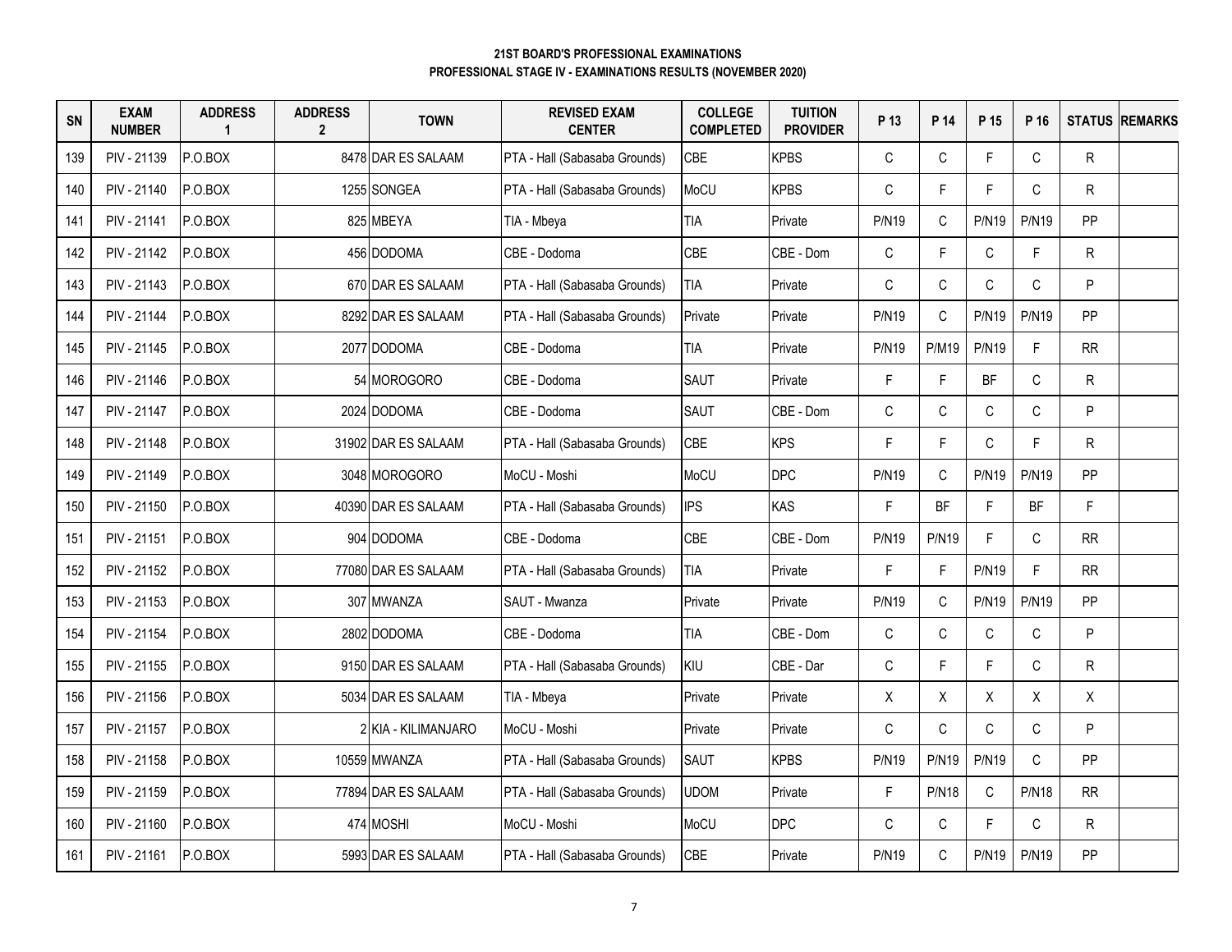**21ST BOARD'S PROFESSIONAL EXAMINATIONS**
**PROFESSIONAL STAGE IV - EXAMINATIONS RESULTS (NOVEMBER 2020)**

| SN | EXAM NUMBER | ADDRESS 1 | ADDRESS 2 | TOWN | REVISED EXAM CENTER | COLLEGE COMPLETED | TUITION PROVIDER | P 13 | P 14 | P 15 | P 16 | STATUS | REMARKS |
|---|---|---|---|---|---|---|---|---|---|---|---|---|---|
| 139 | PIV - 21139 | P.O.BOX | 8478 | DAR ES SALAAM | PTA - Hall (Sabasaba Grounds) | CBE | KPBS | C | C | F | C | R | |
| 140 | PIV - 21140 | P.O.BOX | 1255 | SONGEA | PTA - Hall (Sabasaba Grounds) | MoCU | KPBS | C | F | F | C | R | |
| 141 | PIV - 21141 | P.O.BOX | 825 | MBEYA | TIA - Mbeya | TIA | Private | P/N19 | C | P/N19 | P/N19 | PP | |
| 142 | PIV - 21142 | P.O.BOX | 456 | DODOMA | CBE - Dodoma | CBE | CBE - Dom | C | F | C | F | R | |
| 143 | PIV - 21143 | P.O.BOX | 670 | DAR ES SALAAM | PTA - Hall (Sabasaba Grounds) | TIA | Private | C | C | C | C | P | |
| 144 | PIV - 21144 | P.O.BOX | 8292 | DAR ES SALAAM | PTA - Hall (Sabasaba Grounds) | Private | Private | P/N19 | C | P/N19 | P/N19 | PP | |
| 145 | PIV - 21145 | P.O.BOX | 2077 | DODOMA | CBE - Dodoma | TIA | Private | P/N19 | P/M19 | P/N19 | F | RR | |
| 146 | PIV - 21146 | P.O.BOX | 54 | MOROGORO | CBE - Dodoma | SAUT | Private | F | F | BF | C | R | |
| 147 | PIV - 21147 | P.O.BOX | 2024 | DODOMA | CBE - Dodoma | SAUT | CBE - Dom | C | C | C | C | P | |
| 148 | PIV - 21148 | P.O.BOX | 31902 | DAR ES SALAAM | PTA - Hall (Sabasaba Grounds) | CBE | KPS | F | F | C | F | R | |
| 149 | PIV - 21149 | P.O.BOX | 3048 | MOROGORO | MoCU - Moshi | MoCU | DPC | P/N19 | C | P/N19 | P/N19 | PP | |
| 150 | PIV - 21150 | P.O.BOX | 40390 | DAR ES SALAAM | PTA - Hall (Sabasaba Grounds) | IPS | KAS | F | BF | F | BF | F | |
| 151 | PIV - 21151 | P.O.BOX | 904 | DODOMA | CBE - Dodoma | CBE | CBE - Dom | P/N19 | P/N19 | F | C | RR | |
| 152 | PIV - 21152 | P.O.BOX | 77080 | DAR ES SALAAM | PTA - Hall (Sabasaba Grounds) | TIA | Private | F | F | P/N19 | F | RR | |
| 153 | PIV - 21153 | P.O.BOX | 307 | MWANZA | SAUT - Mwanza | Private | Private | P/N19 | C | P/N19 | P/N19 | PP | |
| 154 | PIV - 21154 | P.O.BOX | 2802 | DODOMA | CBE - Dodoma | TIA | CBE - Dom | C | C | C | C | P | |
| 155 | PIV - 21155 | P.O.BOX | 9150 | DAR ES SALAAM | PTA - Hall (Sabasaba Grounds) | KIU | CBE - Dar | C | F | F | C | R | |
| 156 | PIV - 21156 | P.O.BOX | 5034 | DAR ES SALAAM | TIA - Mbeya | Private | Private | X | X | X | X | X | |
| 157 | PIV - 21157 | P.O.BOX | 2 | KIA - KILIMANJARO | MoCU - Moshi | Private | Private | C | C | C | C | P | |
| 158 | PIV - 21158 | P.O.BOX | 10559 | MWANZA | PTA - Hall (Sabasaba Grounds) | SAUT | KPBS | P/N19 | P/N19 | P/N19 | C | PP | |
| 159 | PIV - 21159 | P.O.BOX | 77894 | DAR ES SALAAM | PTA - Hall (Sabasaba Grounds) | UDOM | Private | F | P/N18 | C | P/N18 | RR | |
| 160 | PIV - 21160 | P.O.BOX | 474 | MOSHI | MoCU - Moshi | MoCU | DPC | C | C | F | C | R | |
| 161 | PIV - 21161 | P.O.BOX | 5993 | DAR ES SALAAM | PTA - Hall (Sabasaba Grounds) | CBE | Private | P/N19 | C | P/N19 | P/N19 | PP | |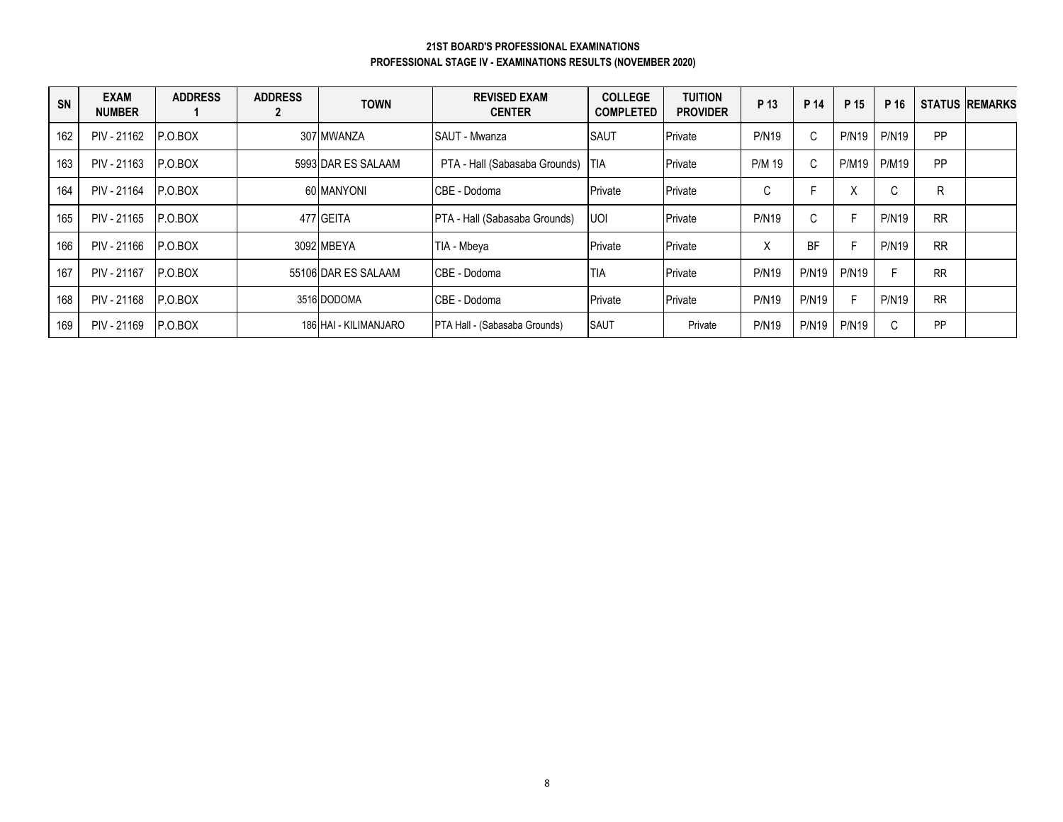**21ST BOARD'S PROFESSIONAL EXAMINATIONS**
**PROFESSIONAL STAGE IV - EXAMINATIONS RESULTS (NOVEMBER 2020)**

| SN | EXAM NUMBER | ADDRESS 1 | ADDRESS 2 | TOWN | REVISED EXAM CENTER | COLLEGE COMPLETED | TUITION PROVIDER | P 13 | P 14 | P 15 | P 16 | STATUS | REMARKS |
|---|---|---|---|---|---|---|---|---|---|---|---|---|---|
| 162 | PIV - 21162 | P.O.BOX | 307 | MWANZA | SAUT - Mwanza | SAUT | Private | P/N19 | C | P/N19 | P/N19 | PP | |
| 163 | PIV - 21163 | P.O.BOX | 5993 | DAR ES SALAAM | PTA - Hall (Sabasaba Grounds) | TIA | Private | P/M 19 | C | P/M19 | P/M19 | PP | |
| 164 | PIV - 21164 | P.O.BOX | 60 | MANYONI | CBE - Dodoma | Private | Private | C | F | X | C | R | |
| 165 | PIV - 21165 | P.O.BOX | 477 | GEITA | PTA - Hall (Sabasaba Grounds) | UOI | Private | P/N19 | C | F | P/N19 | RR | |
| 166 | PIV - 21166 | P.O.BOX | 3092 | MBEYA | TIA - Mbeya | Private | Private | X | BF | F | P/N19 | RR | |
| 167 | PIV - 21167 | P.O.BOX | 55106 | DAR ES SALAAM | CBE - Dodoma | TIA | Private | P/N19 | P/N19 | P/N19 | F | RR | |
| 168 | PIV - 21168 | P.O.BOX | 3516 | DODOMA | CBE - Dodoma | Private | Private | P/N19 | P/N19 | F | P/N19 | RR | |
| 169 | PIV - 21169 | P.O.BOX | 186 | HAI - KILIMANJARO | PTA Hall - (Sabasaba Grounds) | SAUT | Private | P/N19 | P/N19 | P/N19 | C | PP | |